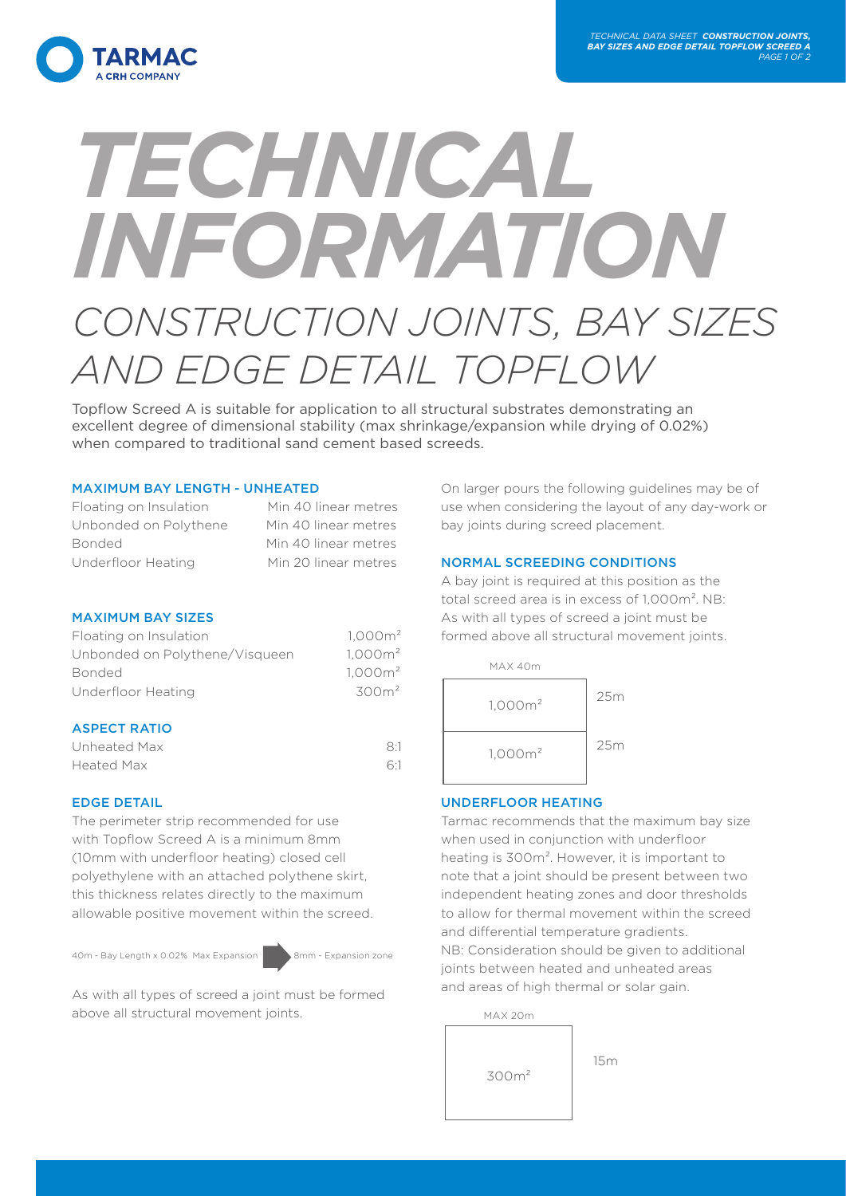# TECHNICAL INFORMATION

## CONSTRUCTION JOINTS, BAY SIZES AND EDGE DETAIL TOPFLOW

Topflow Screed A is suitable for application to all structural substrates demonstrating an excellent degree of dimensional stability (max shrinkage/expansion while drying of 0.02%) when compared to traditional sand cement based screeds.

### MAXIMUM BAY LENGTH - UNHEATED

| | |
|---|---|
| Floating on Insulation | Min 40 linear metres |
| Unbonded on Polythene | Min 40 linear metres |
| Bonded | Min 40 linear metres |
| Underfloor Heating | Min 20 linear metres |

### MAXIMUM BAY SIZES

| | |
|---|---|
| Floating on Insulation | 1,000m² |
| Unbonded on Polythene/Visqueen | 1,000m² |
| Bonded | 1,000m² |
| Underfloor Heating | 300m² |

### ASPECT RATIO

| | |
|---|---|
| Unheated Max | 8:1 |
| Heated Max | 6:1 |

### EDGE DETAIL

The perimeter strip recommended for use with Topflow Screed A is a minimum 8mm (10mm with underfloor heating) closed cell polyethylene with an attached polythene skirt, this thickness relates directly to the maximum allowable positive movement within the screed.

40m - Bay Length x 0.02% Max Expansion → 8mm - Expansion zone

As with all types of screed a joint must be formed above all structural movement joints.

On larger pours the following guidelines may be of use when considering the layout of any day-work or bay joints during screed placement.

### NORMAL SCREEDING CONDITIONS

A bay joint is required at this position as the total screed area is in excess of 1,000m². NB: As with all types of screed a joint must be formed above all structural movement joints.

MAX 40m

| | |
|---|---|
| 1,000m² | 25m |
| 1,000m² | 25m |

### UNDERFLOOR HEATING

Tarmac recommends that the maximum bay size when used in conjunction with underfloor heating is 300m². However, it is important to note that a joint should be present between two independent heating zones and door thresholds to allow for thermal movement within the screed and differential temperature gradients.

NB: Consideration should be given to additional joints between heated and unheated areas and areas of high thermal or solar gain.

MAX 20m

| | |
|---|---|
| 300m² | 15m |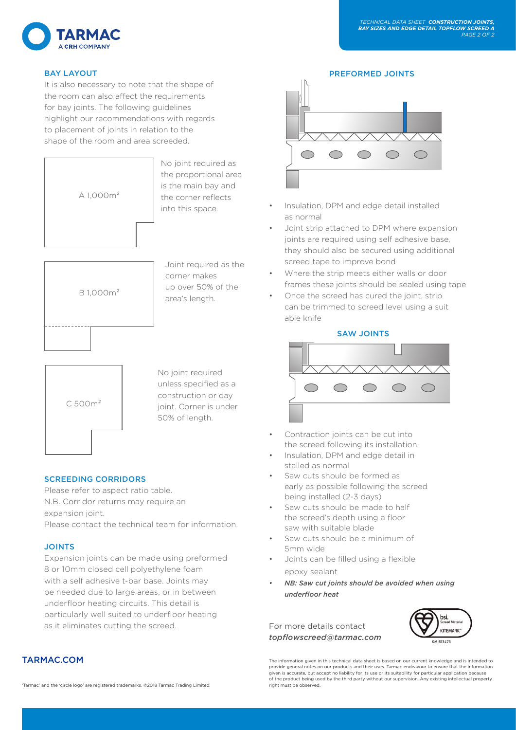## BAY LAYOUT

It is also necessary to note that the shape of the room can also affect the requirements for bay joints. The following guidelines highlight our recommendations with regards to placement of joints in relation to the shape of the room and area screeded.

A 1,000m²

No joint required as the proportional area is the main bay and the corner reflects into this space.

B 1,000m²

Joint required as the corner makes up over 50% of the area's length.

C 500m²

No joint required unless specified as a construction or day joint. Corner is under 50% of length.

## SCREEDING CORRIDORS

Please refer to aspect ratio table.
N.B. Corridor returns may require an expansion joint.
Please contact the technical team for information.

## JOINTS

Expansion joints can be made using preformed 8 or 10mm closed cell polyethylene foam with a self adhesive t-bar base. Joints may be needed due to large areas, or in between underfloor heating circuits. This detail is particularly well suited to underfloor heating as it eliminates cutting the screed.

## PREFORMED JOINTS

- Insulation, DPM and edge detail installed as normal
- Joint strip attached to DPM where expansion joints are required using self adhesive base, they should also be secured using additional screed tape to improve bond
- Where the strip meets either walls or door frames these joints should be sealed using tape
- Once the screed has cured the joint, strip can be trimmed to screed level using a suit able knife

## SAW JOINTS

- Contraction joints can be cut into the screed following its installation.
- Insulation, DPM and edge detail in stalled as normal
- Saw cuts should be formed as early as possible following the screed being installed (2-3 days)
- Saw cuts should be made to half the screed's depth using a floor saw with suitable blade
- Saw cuts should be a minimum of 5mm wide
- Joints can be filled using a flexible epoxy sealant
- ***NB: Saw cut joints should be avoided when using underfloor heat***

For more details contact
*topflowscreed@tarmac.com*

KM 613473

TARMAC.COM

'Tarmac' and the 'circle logo' are registered trademarks. ©2018 Tarmac Trading Limited.

The information given in this technical data sheet is based on our current knowledge and is intended to provide general notes on our products and their uses. Tarmac endeavour to ensure that the information given is accurate, but accept no liability for its use or its suitability for particular application because of the product being used by the third party without our supervision. Any existing intellectual property right must be observed.